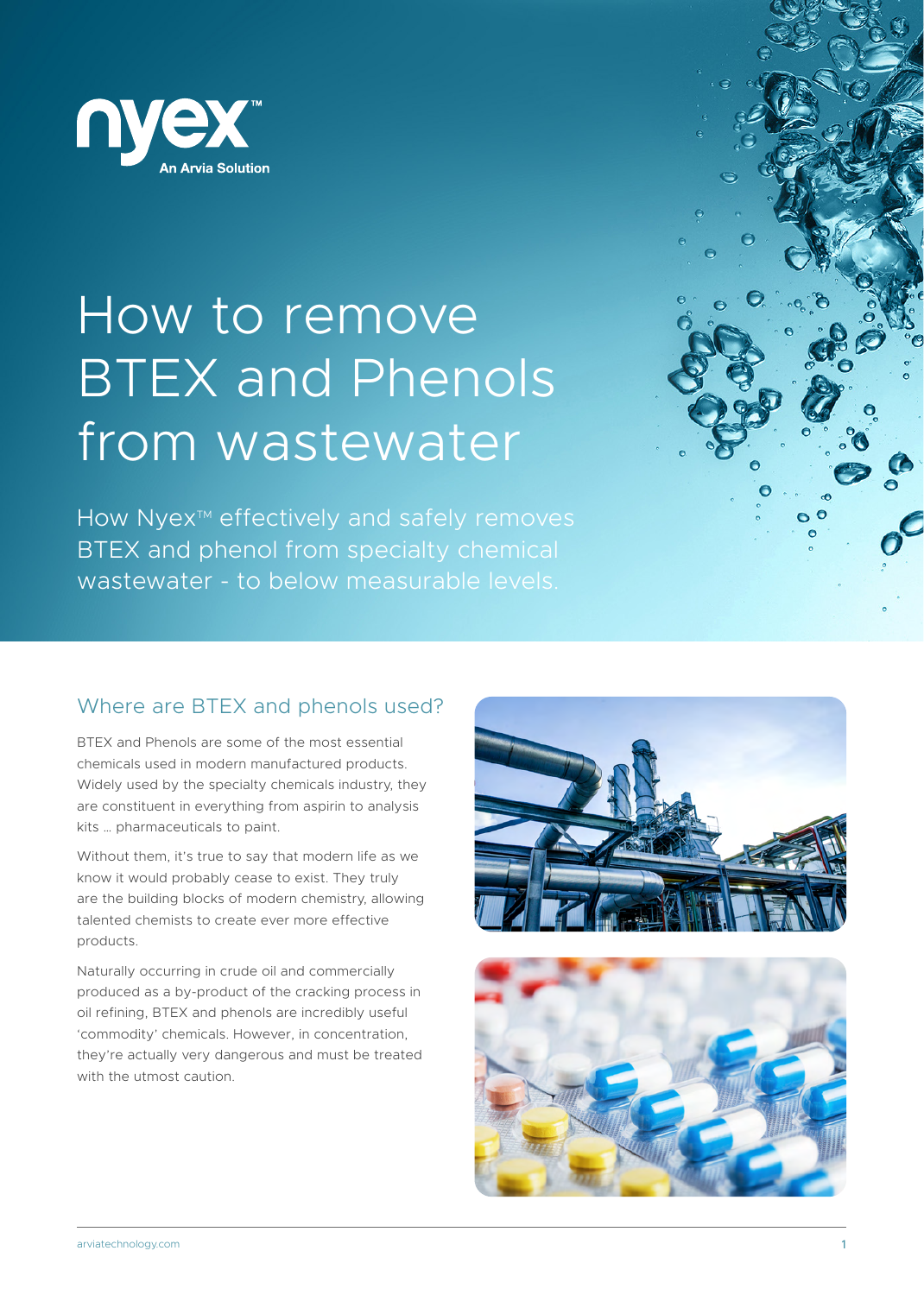nyex™

An Arvia Solution

# How to remove BTEX and Phenols from wastewater

How Nyex™ effectively and safely removes BTEX and phenol from specialty chemical wastewater - to below measurable levels.

## Where are BTEX and phenols used?

BTEX and Phenols are some of the most essential chemicals used in modern manufactured products. Widely used by the specialty chemicals industry, they are constituent in everything from aspirin to analysis kits … pharmaceuticals to paint.

Without them, it's true to say that modern life as we know it would probably cease to exist. They truly are the building blocks of modern chemistry, allowing talented chemists to create ever more effective products.

Naturally occurring in crude oil and commercially produced as a by-product of the cracking process in oil refining, BTEX and phenols are incredibly useful 'commodity' chemicals. However, in concentration, they're actually very dangerous and must be treated with the utmost caution.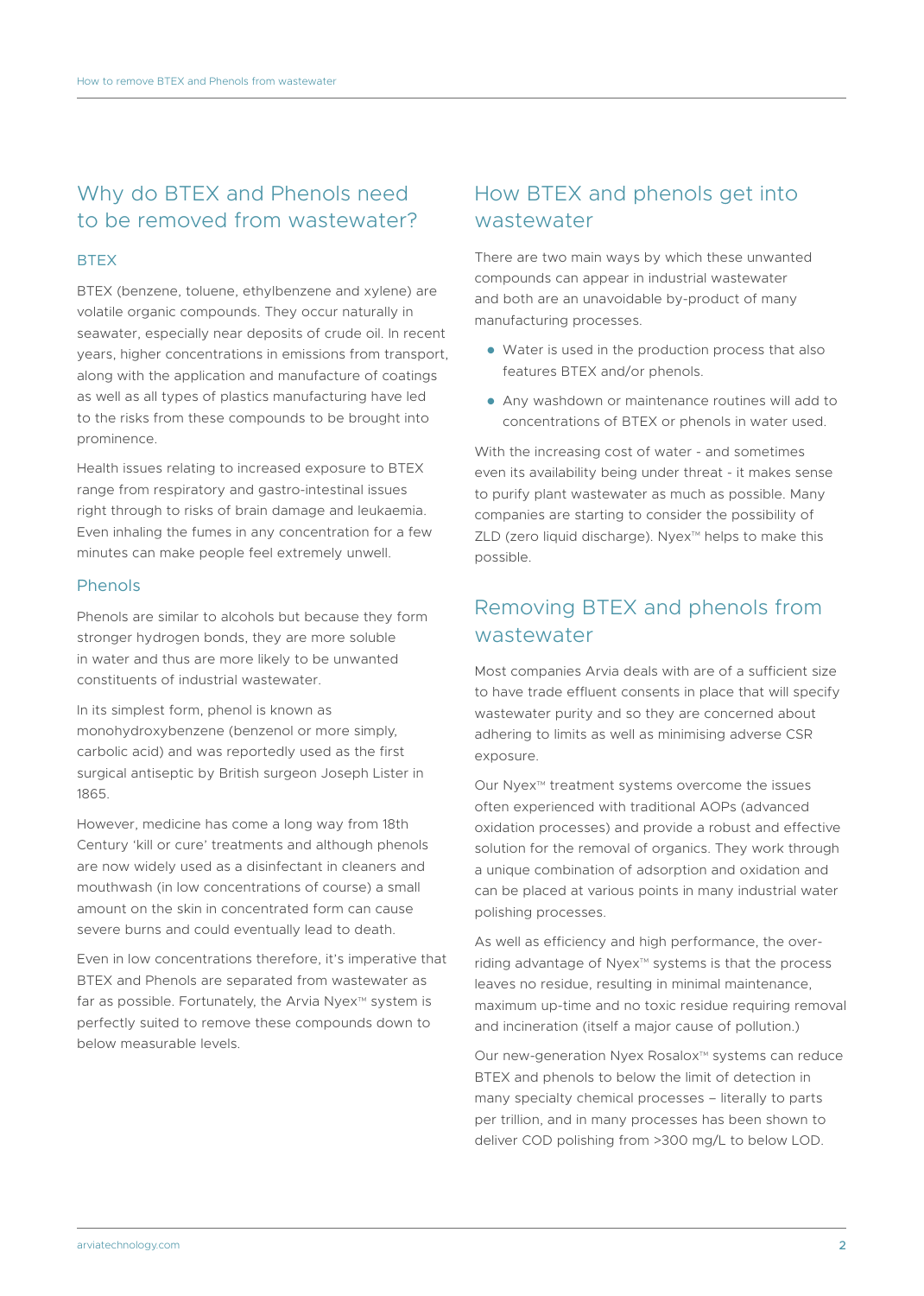## Why do BTEX and Phenols need to be removed from wastewater?

### BTEX

BTEX (benzene, toluene, ethylbenzene and xylene) are volatile organic compounds. They occur naturally in seawater, especially near deposits of crude oil. In recent years, higher concentrations in emissions from transport, along with the application and manufacture of coatings as well as all types of plastics manufacturing have led to the risks from these compounds to be brought into prominence.

Health issues relating to increased exposure to BTEX range from respiratory and gastro-intestinal issues right through to risks of brain damage and leukaemia. Even inhaling the fumes in any concentration for a few minutes can make people feel extremely unwell.

### Phenols

Phenols are similar to alcohols but because they form stronger hydrogen bonds, they are more soluble in water and thus are more likely to be unwanted constituents of industrial wastewater.

In its simplest form, phenol is known as monohydroxybenzene (benzenol or more simply, carbolic acid) and was reportedly used as the first surgical antiseptic by British surgeon Joseph Lister in 1865.

However, medicine has come a long way from 18th Century 'kill or cure' treatments and although phenols are now widely used as a disinfectant in cleaners and mouthwash (in low concentrations of course) a small amount on the skin in concentrated form can cause severe burns and could eventually lead to death.

Even in low concentrations therefore, it's imperative that BTEX and Phenols are separated from wastewater as far as possible. Fortunately, the Arvia Nyex™ system is perfectly suited to remove these compounds down to below measurable levels.

## How BTEX and phenols get into wastewater

There are two main ways by which these unwanted compounds can appear in industrial wastewater and both are an unavoidable by-product of many manufacturing processes.

- Water is used in the production process that also features BTEX and/or phenols.
- Any washdown or maintenance routines will add to concentrations of BTEX or phenols in water used.

With the increasing cost of water - and sometimes even its availability being under threat - it makes sense to purify plant wastewater as much as possible. Many companies are starting to consider the possibility of ZLD (zero liquid discharge). Nyex™ helps to make this possible.

## Removing BTEX and phenols from wastewater

Most companies Arvia deals with are of a sufficient size to have trade effluent consents in place that will specify wastewater purity and so they are concerned about adhering to limits as well as minimising adverse CSR exposure.

Our Nyex™ treatment systems overcome the issues often experienced with traditional AOPs (advanced oxidation processes) and provide a robust and effective solution for the removal of organics. They work through a unique combination of adsorption and oxidation and can be placed at various points in many industrial water polishing processes.

As well as efficiency and high performance, the over-riding advantage of Nyex™ systems is that the process leaves no residue, resulting in minimal maintenance, maximum up-time and no toxic residue requiring removal and incineration (itself a major cause of pollution.)

Our new-generation Nyex Rosalox™ systems can reduce BTEX and phenols to below the limit of detection in many specialty chemical processes – literally to parts per trillion, and in many processes has been shown to deliver COD polishing from >300 mg/L to below LOD.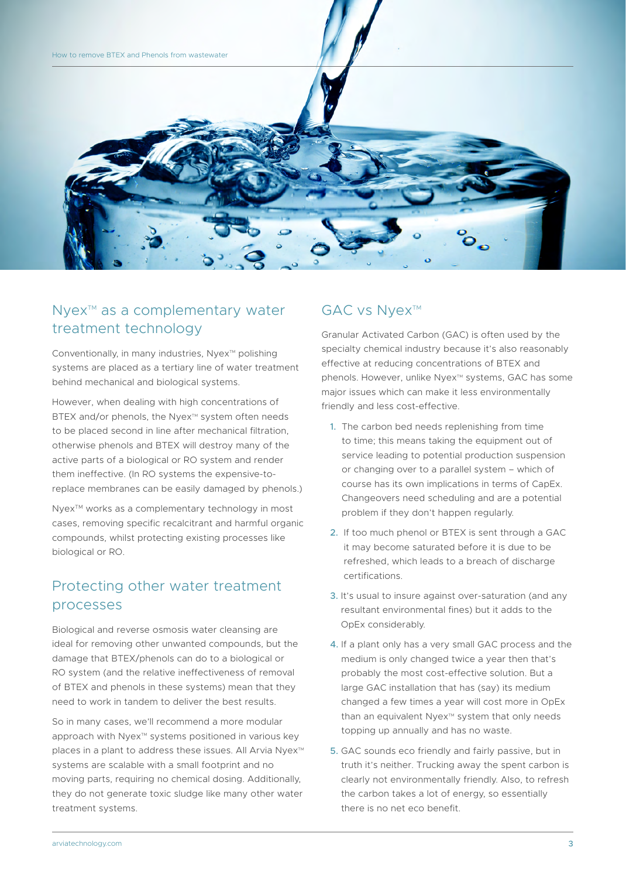## Nyex™ as a complementary water treatment technology

Conventionally, in many industries, Nyex™ polishing systems are placed as a tertiary line of water treatment behind mechanical and biological systems.

However, when dealing with high concentrations of BTEX and/or phenols, the Nyex™ system often needs to be placed second in line after mechanical filtration, otherwise phenols and BTEX will destroy many of the active parts of a biological or RO system and render them ineffective. (In RO systems the expensive-to-replace membranes can be easily damaged by phenols.)

Nyex™ works as a complementary technology in most cases, removing specific recalcitrant and harmful organic compounds, whilst protecting existing processes like biological or RO.

## Protecting other water treatment processes

Biological and reverse osmosis water cleansing are ideal for removing other unwanted compounds, but the damage that BTEX/phenols can do to a biological or RO system (and the relative ineffectiveness of removal of BTEX and phenols in these systems) mean that they need to work in tandem to deliver the best results.

So in many cases, we'll recommend a more modular approach with Nyex™ systems positioned in various key places in a plant to address these issues. All Arvia Nyex™ systems are scalable with a small footprint and no moving parts, requiring no chemical dosing. Additionally, they do not generate toxic sludge like many other water treatment systems.

## GAC vs Nyex™

Granular Activated Carbon (GAC) is often used by the specialty chemical industry because it's also reasonably effective at reducing concentrations of BTEX and phenols. However, unlike Nyex™ systems, GAC has some major issues which can make it less environmentally friendly and less cost-effective.

1. The carbon bed needs replenishing from time to time; this means taking the equipment out of service leading to potential production suspension or changing over to a parallel system – which of course has its own implications in terms of CapEx. Changeovers need scheduling and are a potential problem if they don't happen regularly.
2. If too much phenol or BTEX is sent through a GAC it may become saturated before it is due to be refreshed, which leads to a breach of discharge certifications.
3. It's usual to insure against over-saturation (and any resultant environmental fines) but it adds to the OpEx considerably.
4. If a plant only has a very small GAC process and the medium is only changed twice a year then that's probably the most cost-effective solution. But a large GAC installation that has (say) its medium changed a few times a year will cost more in OpEx than an equivalent Nyex™ system that only needs topping up annually and has no waste.
5. GAC sounds eco friendly and fairly passive, but in truth it's neither. Trucking away the spent carbon is clearly not environmentally friendly. Also, to refresh the carbon takes a lot of energy, so essentially there is no net eco benefit.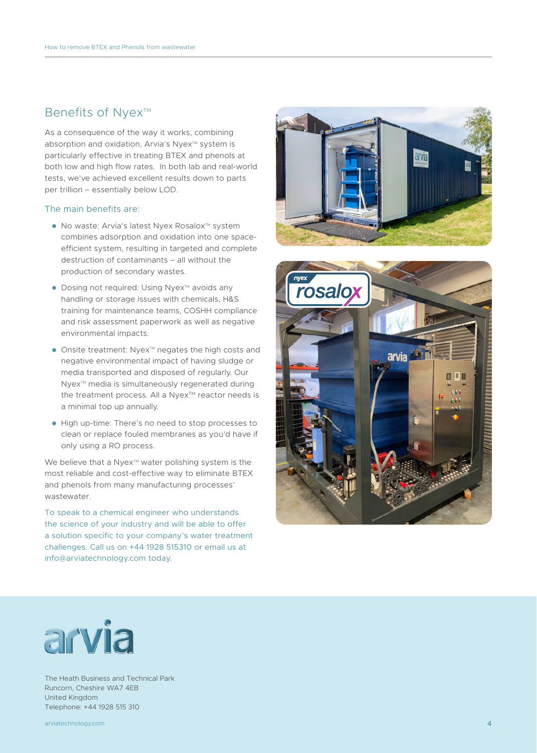## Benefits of Nyex™

As a consequence of the way it works, combining absorption and oxidation, Arvia's Nyex™ system is particularly effective in treating BTEX and phenols at both low and high flow rates. In both lab and real-world tests, we've achieved excellent results down to parts per trillion – essentially below LOD.

### The main benefits are:

- No waste: Arvia's latest Nyex Rosalox™ system combines adsorption and oxidation into one space-efficient system, resulting in targeted and complete destruction of contaminants – all without the production of secondary wastes.
- Dosing not required: Using Nyex™ avoids any handling or storage issues with chemicals, H&S training for maintenance teams, COSHH compliance and risk assessment paperwork as well as negative environmental impacts.
- Onsite treatment: Nyex™ negates the high costs and negative environmental impact of having sludge or media transported and disposed of regularly. Our Nyex™ media is simultaneously regenerated during the treatment process. All a Nyex™ reactor needs is a minimal top up annually.
- High up-time: There's no need to stop processes to clean or replace fouled membranes as you'd have if only using a RO process.

We believe that a Nyex™ water polishing system is the most reliable and cost-effective way to eliminate BTEX and phenols from many manufacturing processes' wastewater.

To speak to a chemical engineer who understands the science of your industry and will be able to offer a solution specific to your company's water treatment challenges. Call us on +44 1928 515310 or email us at info@arviatechnology.com today.

arvia

The Heath Business and Technical Park
Runcorn, Cheshire WA7 4EB
United Kingdom
Telephone: +44 1928 515 310

arviatechnology.com